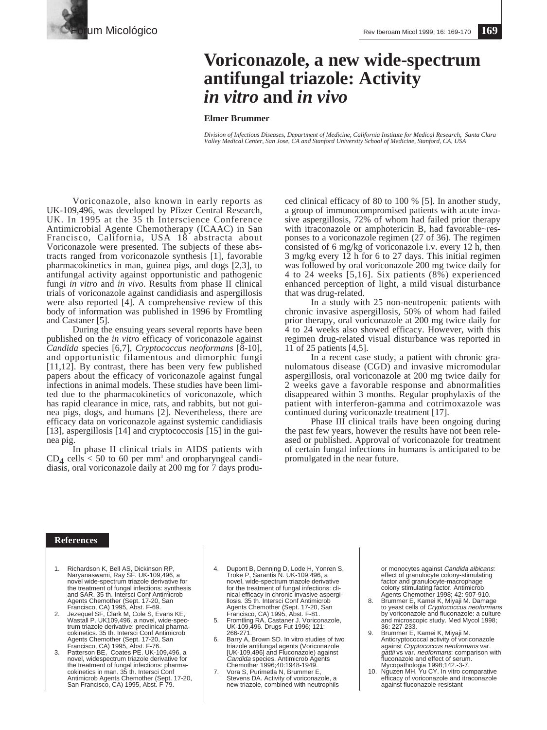# Voriconazole, a new wide-spectrum antifungal triazole: Activity *in vitro* and *in vivo*

**Elmer Brummer**

*Division of Infectious Diseases, Department of Medicine, California Institute for Medical Research, Santa Clara Valley Medical Center, San Jose, CA and Stanford University School of Medicine, Stanford, CA, USA*

Voriconazole, also known in early reports as UK-109,496, was developed by Pfizer Central Research, UK. In 1995 at the 35 th Interscience Conference Antimicrobial Agente Chemotherapy (ICAAC) in San Francisco, California, USA 18 abstracta about Voriconazole were presented. The subjects of these abstracts ranged from voriconazole synthesis [1], favorable pharmacokinetics in man, guinea pigs, and dogs [2,3], to antifungal activity against opportunistic and pathogenic fungi *in vitro* and *in vivo*. Results from phase II clinical trials of voriconazole against candidiasis and aspergillosis were also reported [4]. A comprehensive review of this body of information was published in 1996 by Fromtling and Castaner [5].

During the ensuing years several reports have been published on the *in vitro* efficacy of voriconazole against *Candida* species [6,7], *Cryptococcus neoformans* [8-10], and opportunistic filamentous and dimorphic fungi [11,12]. By contrast, there have been very few published papers about the efficacy of voriconazole against fungal infections in animal models. These studies have been limited due to the pharmacokinetics of voriconazole, which has rapid clearance in mice, rats, and rabbits, but not guinea pigs, dogs, and humans [2]. Nevertheless, there are efficacy data on voriconazole against systemic candidiasis [13], aspergillosis [14] and cryptococcosis [15] in the guinea pig.

In phase II clinical trials in AIDS patients with $CD_4$ cells < 50 to 60 per $mm^3$ and oropharyngeal candidiasis, oral voriconazole daily at 200 mg for 7 days produced clinical efficacy of 80 to 100 % [5]. In another study, a group of immunocompromised patients with acute invasive aspergillosis, 72% of whom had failed prior therapy with itraconazole or amphotericin B, had favorable~responses to a voriconazole regimen (27 of 36). The regimen consisted of 6 mg/kg of voriconazole i.v. every 12 h, then 3 mg/kg every 12 h for 6 to 27 days. This initial regimen was followed by oral voriconazole 200 mg twice daily for 4 to 24 weeks [5,16]. Six patients (8%) experienced enhanced perception of light, a mild visual disturbance that was drug-related.

In a study with 25 non-neutropenic patients with chronic invasive aspergillosis, 50% of whom had failed prior therapy, oral voriconazole at 200 mg twice daily for 4 to 24 weeks also showed efficacy. However, with this regimen drug-related visual disturbance was reported in 11 of 25 patients [4,5].

In a recent case study, a patient with chronic granulomatous disease (CGD) and invasive micromodular aspergillosis, oral voriconazole at 200 mg twice daily for 2 weeks gave a favorable response and abnormalities disappeared within 3 months. Regular prophylaxis of the patient with interferon-gamma and cotrimoxazole was continued during voriconazle treatment [17].

Phase III clinical trails have been ongoing during the past few years, however the results have not been released or published. Approval of voriconazole for treatment of certain fungal infections in humans is anticipated to be promulgated in the near future.

## References

1. Richardson K, Bell AS, Dickinson RP, Naryanaswami, Ray SF. UK-109,496, a novel wide-spectrum triazole derivative for the treatment of fungal infections: synthesis and SAR. 35 th. Intersci Conf Antimicrob Agents Chemother (Sept. 17-20, San Francisco, CA) 1995, Abst. F-69.
2. Jezequel SF, Clark M, Cole S, Evans KE, Wastall P. UK109,496, a novel, wide-spectrum triazole derivative: preclinical pharmacokinetics. 35 th. Intersci Conf Antimicrob Agents Chemother (Sept. 17-20, San Francisco, CA) 1995, Abst. F-76.
3. Patterson BE, Coates PE. UK-109,496, a novel, widespectrum triazole derivative for the treatment of fungal infections: pharmacokinetics in man. 35 th. Intersci Conf Antimicrob Agents Chemother (Sept. 17-20, San Francisco, CA) 1995, Abst. F-79.
4. Dupont B, Denning D, Lode H, Yonren S, Troke P, Sarantis N. UK-109,496, a novel, wide-spectrum triazole derivative for the treatment of fungal infections: clinical efficacy in chronic invasive aspergillosis. 35 th. Intersci Conf Antimicrob Agents Chemother (Sept. 17-20, San Francisco, CA) 1995, Abst. F-81.
5. Fromtling RA, Castaner J. Voriconazole, UK-109,496. Drugs Fut 1996; 121: 266-271.
6. Barry A, Brown SD. In vitro studies of two triazole antifungal agents (Voriconazole [UK-109,496] and Fluconazole) against *Candida* species. Antimicrob Agents Chemother 1996;40:1948-1949.
7. Vora S, Purimetla N, Brummer E, Stevens DA. Activity of voriconazole, a new triazole, combined with neutrophils or monocytes against *Candida albicans*: effect of granulocyte colony-stimulating factor and granulocyte-macrophage colony stimulating factor. Antimicrob Agents Chemother 1998; 42: 907-910.
8. Brummer E, Kamei K, Miyaji M. Damage to yeast cells of *Cryptococcus neoformans* by voriconazole and fluconazole: a culture and microscopic study. Med Mycol 1998; 36: 227-233.
9. Brummer E, Kamei K, Miyaji M. Anticryptococcal activity of voriconazole against *Cryptococcus neoformans* var. *gattii* vs var. *neoformans*: comparison with fluconazole and effect of serum. Mycopathologia 1998;142.-3-7.
10. Nguzen MH, Yu CY. In vitro comparative efficacy of voriconazole and itraconazole against fluconazole-resistant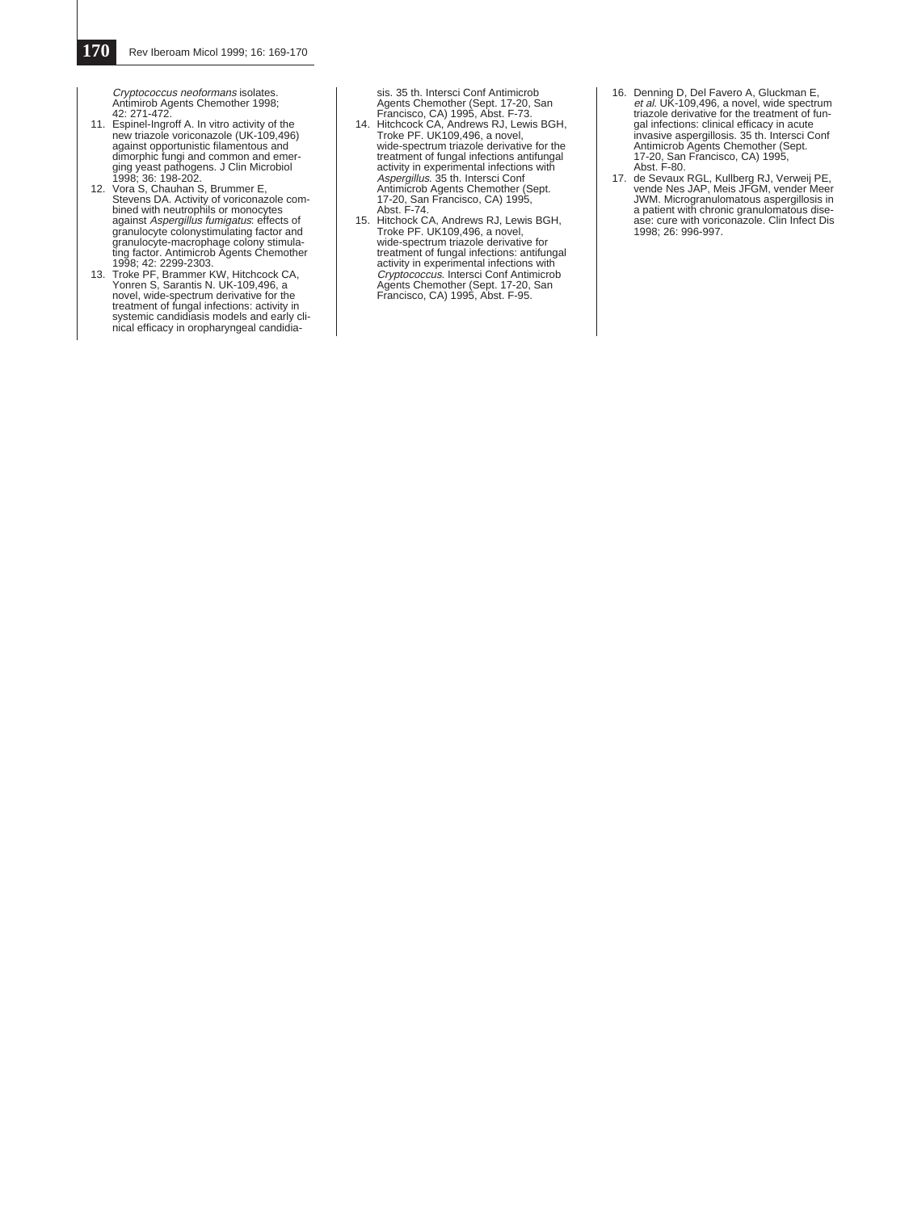*Cryptococcus neoformans* isolates. Antimirob Agents Chemother 1998; 42: 271-472.

11. Espinel-Ingroff A. In vitro activity of the new triazole voriconazole (UK-109,496) against opportunistic filamentous and dimorphic fungi and common and emerging yeast pathogens. J Clin Microbiol 1998; 36: 198-202.
12. Vora S, Chauhan S, Brummer E, Stevens DA. Activity of voriconazole combined with neutrophils or monocytes against *Aspergillus fumigatus*: effects of granulocyte colonystimulating factor and granulocyte-macrophage colony stimulating factor. Antimicrob Agents Chemother 1998; 42: 2299-2303.
13. Troke PF, Brammer KW, Hitchcock CA, Yonren S, Sarantis N. UK-109,496, a novel, wide-spectrum derivative for the treatment of fungal infections: activity in systemic candidiasis models and early clinical efficacy in oropharyngeal candidiasis. 35 th. Intersci Conf Antimicrob Agents Chemother (Sept. 17-20, San Francisco, CA) 1995, Abst. F-73.
14. Hitchcock CA, Andrews RJ, Lewis BGH, Troke PF. UK109,496, a novel, wide-spectrum triazole derivative for the treatment of fungal infections antifungal activity in experimental infections with *Aspergillus*. 35 th. Intersci Conf Antimicrob Agents Chemother (Sept. 17-20, San Francisco, CA) 1995, Abst. F-74.
15. Hitchock CA, Andrews RJ, Lewis BGH, Troke PF. UK109,496, a novel, wide-spectrum triazole derivative for treatment of fungal infections: antifungal activity in experimental infections with *Cryptococcus*. Intersci Conf Antimicrob Agents Chemother (Sept. 17-20, San Francisco, CA) 1995, Abst. F-95.
16. Denning D, Del Favero A, Gluckman E, *et al.* UK-109,496, a novel, wide spectrum triazole derivative for the treatment of fungal infections: clinical efficacy in acute invasive aspergillosis. 35 th. Intersci Conf Antimicrob Agents Chemother (Sept. 17-20, San Francisco, CA) 1995, Abst. F-80.
17. de Sevaux RGL, Kullberg RJ, Verweij PE, vende Nes JAP, Meis JFGM, vender Meer JWM. Microgranulomatous aspergillosis in a patient with chronic granulomatous disease: cure with voriconazole. Clin Infect Dis 1998; 26: 996-997.